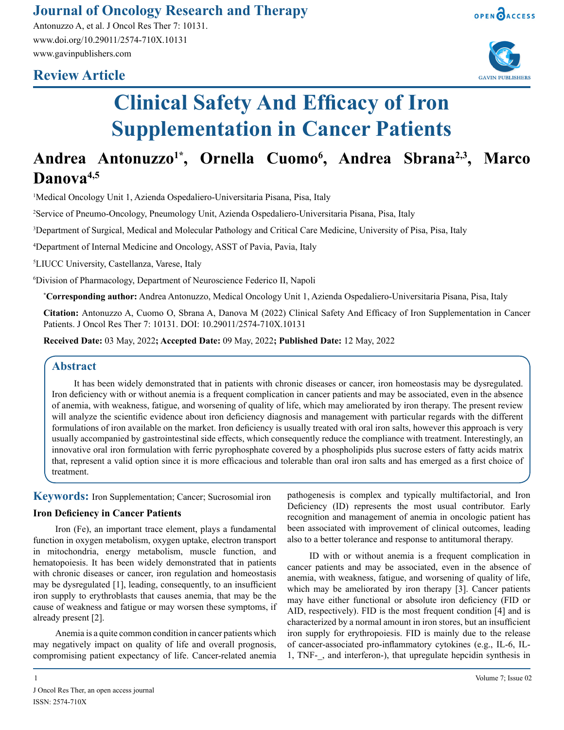Journal of Oncology Research and Therapy

Antonuzzo A, et al. J Oncol Res Ther 7: 10131.
www.doi.org/10.29011/2574-710X.10131
www.gavinpublishers.com

**Review Article**

# Clinical Safety And Efficacy of Iron Supplementation in Cancer Patients

## Andrea Antonuzzo[1*], Ornella Cuomo[6], Andrea Sbrana[2,3], Marco Danova[4,5]

[1]Medical Oncology Unit 1, Azienda Ospedaliero-Universitaria Pisana, Pisa, Italy

[2]Service of Pneumo-Oncology, Pneumology Unit, Azienda Ospedaliero-Universitaria Pisana, Pisa, Italy

[3]Department of Surgical, Medical and Molecular Pathology and Critical Care Medicine, University of Pisa, Pisa, Italy

[4]Department of Internal Medicine and Oncology, ASST of Pavia, Pavia, Italy

[5]LIUCC University, Castellanza, Varese, Italy

[6]Division of Pharmacology, Department of Neuroscience Federico II, Napoli

[*]**Corresponding author:** Andrea Antonuzzo, Medical Oncology Unit 1, Azienda Ospedaliero-Universitaria Pisana, Pisa, Italy

**Citation:** Antonuzzo A, Cuomo O, Sbrana A, Danova M (2022) Clinical Safety And Efficacy of Iron Supplementation in Cancer Patients. J Oncol Res Ther 7: 10131. DOI: 10.29011/2574-710X.10131

**Received Date:** 03 May, 2022**; Accepted Date:** 09 May, 2022**; Published Date:** 12 May, 2022

## Abstract

It has been widely demonstrated that in patients with chronic diseases or cancer, iron homeostasis may be dysregulated. Iron deficiency with or without anemia is a frequent complication in cancer patients and may be associated, even in the absence of anemia, with weakness, fatigue, and worsening of quality of life, which may ameliorated by iron therapy. The present review will analyze the scientific evidence about iron deficiency diagnosis and management with particular regards with the different formulations of iron available on the market. Iron deficiency is usually treated with oral iron salts, however this approach is very usually accompanied by gastrointestinal side effects, which consequently reduce the compliance with treatment. Interestingly, an innovative oral iron formulation with ferric pyrophosphate covered by a phospholipids plus sucrose esters of fatty acids matrix that, represent a valid option since it is more efficacious and tolerable than oral iron salts and has emerged as a first choice of treatment.

**Keywords:** Iron Supplementation; Cancer; Sucrosomial iron

### Iron Deficiency in Cancer Patients

Iron (Fe), an important trace element, plays a fundamental function in oxygen metabolism, oxygen uptake, electron transport in mitochondria, energy metabolism, muscle function, and hematopoiesis. It has been widely demonstrated that in patients with chronic diseases or cancer, iron regulation and homeostasis may be dysregulated [1], leading, consequently, to an insufficient iron supply to erythroblasts that causes anemia, that may be the cause of weakness and fatigue or may worsen these symptoms, if already present [2].

Anemia is a quite common condition in cancer patients which may negatively impact on quality of life and overall prognosis, compromising patient expectancy of life. Cancer-related anemia pathogenesis is complex and typically multifactorial, and Iron Deficiency (ID) represents the most usual contributor. Early recognition and management of anemia in oncologic patient has been associated with improvement of clinical outcomes, leading also to a better tolerance and response to antitumoral therapy.

ID with or without anemia is a frequent complication in cancer patients and may be associated, even in the absence of anemia, with weakness, fatigue, and worsening of quality of life, which may be ameliorated by iron therapy [3]. Cancer patients may have either functional or absolute iron deficiency (FID or AID, respectively). FID is the most frequent condition [4] and is characterized by a normal amount in iron stores, but an insufficient iron supply for erythropoiesis. FID is mainly due to the release of cancer-associated pro-inflammatory cytokines (e.g., IL-6, IL-1, TNF-_, and interferon-), that upregulate hepcidin synthesis in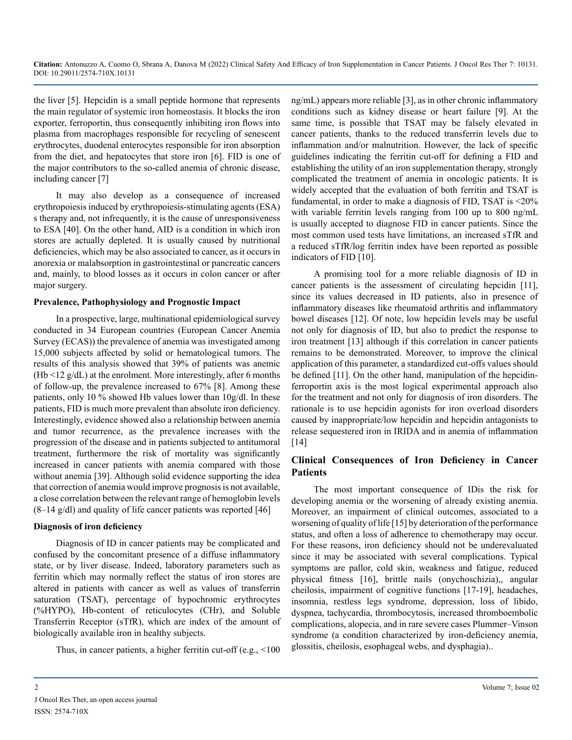the liver [5]. Hepcidin is a small peptide hormone that represents the main regulator of systemic iron homeostasis. It blocks the iron exporter, ferroportin, thus consequently inhibiting iron flows into plasma from macrophages responsible for recycling of senescent erythrocytes, duodenal enterocytes responsible for iron absorption from the diet, and hepatocytes that store iron [6]. FID is one of the major contributors to the so-called anemia of chronic disease, including cancer [7]

It may also develop as a consequence of increased erythropoiesis induced by erythropoiesis-stimulating agents (ESA) s therapy and, not infrequently, it is the cause of unresponsiveness to ESA [40]. On the other hand, AID is a condition in which iron stores are actually depleted. It is usually caused by nutritional deficiencies, which may be also associated to cancer, as it occurs in anorexia or malabsorption in gastrointestinal or pancreatic cancers and, mainly, to blood losses as it occurs in colon cancer or after major surgery.

### Prevalence, Pathophysiology and Prognostic Impact

In a prospective, large, multinational epidemiological survey conducted in 34 European countries (European Cancer Anemia Survey (ECAS)) the prevalence of anemia was investigated among 15,000 subjects affected by solid or hematological tumors. The results of this analysis showed that 39% of patients was anemic (Hb <12 g/dL) at the enrolment. More interestingly, after 6 months of follow-up, the prevalence increased to 67% [8]. Among these patients, only 10 % showed Hb values lower than 10g/dl. In these patients, FID is much more prevalent than absolute iron deficiency. Interestingly, evidence showed also a relationship between anemia and tumor recurrence, as the prevalence increases with the progression of the disease and in patients subjected to antitumoral treatment, furthermore the risk of mortality was significantly increased in cancer patients with anemia compared with those without anemia [39]. Although solid evidence supporting the idea that correction of anemia would improve prognosis is not available, a close correlation between the relevant range of hemoglobin levels (8–14 g/dl) and quality of life cancer patients was reported [46]

### Diagnosis of iron deficiency

Diagnosis of ID in cancer patients may be complicated and confused by the concomitant presence of a diffuse inflammatory state, or by liver disease. Indeed, laboratory parameters such as ferritin which may normally reflect the status of iron stores are altered in patients with cancer as well as values of transferrin saturation (TSAT), percentage of hypochromic erythrocytes (%HYPO), Hb-content of reticulocytes (CHr), and Soluble Transferrin Receptor (sTfR), which are index of the amount of biologically available iron in healthy subjects.

Thus, in cancer patients, a higher ferritin cut-off (e.g., <100 ng/mL) appears more reliable [3], as in other chronic inflammatory conditions such as kidney disease or heart failure [9]. At the same time, is possible that TSAT may be falsely elevated in cancer patients, thanks to the reduced transferrin levels due to inflammation and/or malnutrition. However, the lack of specific guidelines indicating the ferritin cut-off for defining a FID and establishing the utility of an iron supplementation therapy, strongly complicated the treatment of anemia in oncologic patients. It is widely accepted that the evaluation of both ferritin and TSAT is fundamental, in order to make a diagnosis of FID, TSAT is <20% with variable ferritin levels ranging from 100 up to 800 ng/mL is usually accepted to diagnose FID in cancer patients. Since the most common used tests have limitations, an increased sTfR and a reduced sTfR/log ferritin index have been reported as possible indicators of FID [10].

A promising tool for a more reliable diagnosis of ID in cancer patients is the assessment of circulating hepcidin [11], since its values decreased in ID patients, also in presence of inflammatory diseases like rheumatoid arthritis and inflammatory bowel diseases [12]. Of note, low hepcidin levels may be useful not only for diagnosis of ID, but also to predict the response to iron treatment [13] although if this correlation in cancer patients remains to be demonstrated. Moreover, to improve the clinical application of this parameter, a standardized cut-offs values should be defined [11]. On the other hand, manipulation of the hepcidin-ferroportin axis is the most logical experimental approach also for the treatment and not only for diagnosis of iron disorders. The rationale is to use hepcidin agonists for iron overload disorders caused by inappropriate/low hepcidin and hepcidin antagonists to release sequestered iron in IRIDA and in anemia of inflammation [14]

## Clinical Consequences of Iron Deficiency in Cancer Patients

The most important consequence of IDis the risk for developing anemia or the worsening of already existing anemia. Moreover, an impairment of clinical outcomes, associated to a worsening of quality of life [15] by deterioration of the performance status, and often a loss of adherence to chemotherapy may occur. For these reasons, iron deficiency should not be underevaluated since it may be associated with several complications. Typical symptoms are pallor, cold skin, weakness and fatigue, reduced physical fitness [16], brittle nails (onychoschizia),, angular cheilosis, impairment of cognitive functions [17-19], headaches, insomnia, restless legs syndrome, depression, loss of libido, dyspnea, tachycardia, thrombocytosis, increased thromboembolic complications, alopecia, and in rare severe cases Plummer–Vinson syndrome (a condition characterized by iron-deficiency anemia, glossitis, cheilosis, esophageal webs, and dysphagia)..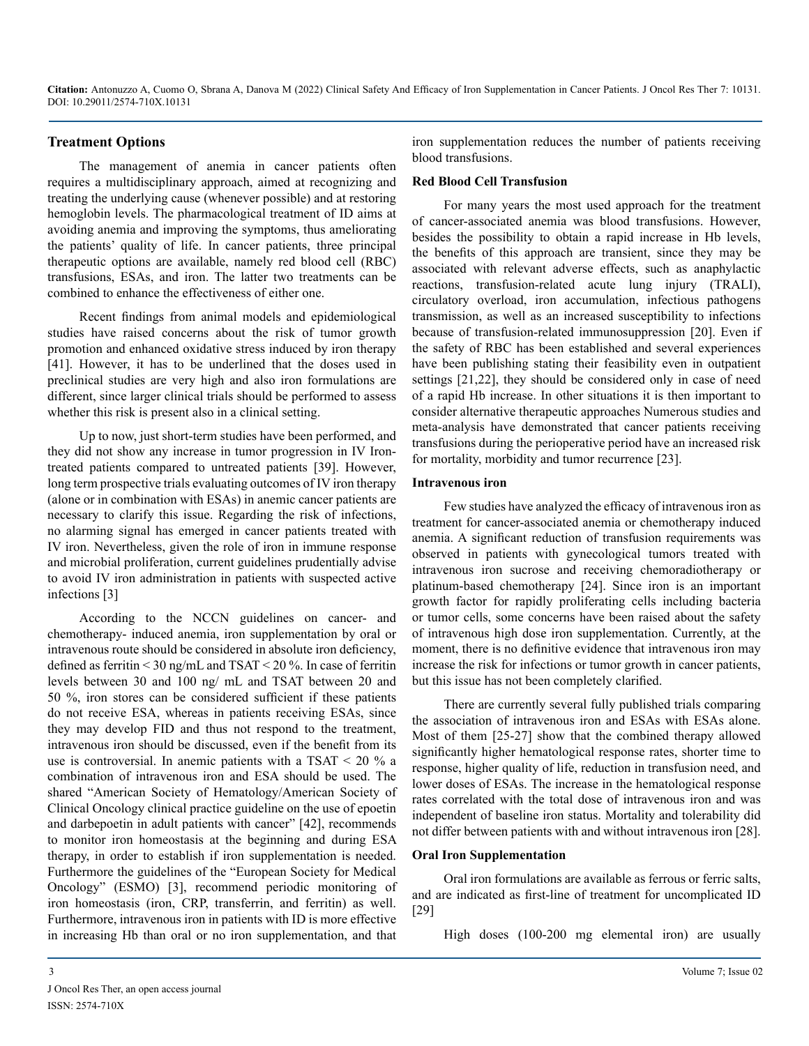## Treatment Options

The management of anemia in cancer patients often requires a multidisciplinary approach, aimed at recognizing and treating the underlying cause (whenever possible) and at restoring hemoglobin levels. The pharmacological treatment of ID aims at avoiding anemia and improving the symptoms, thus ameliorating the patients' quality of life. In cancer patients, three principal therapeutic options are available, namely red blood cell (RBC) transfusions, ESAs, and iron. The latter two treatments can be combined to enhance the effectiveness of either one.

Recent findings from animal models and epidemiological studies have raised concerns about the risk of tumor growth promotion and enhanced oxidative stress induced by iron therapy [41]. However, it has to be underlined that the doses used in preclinical studies are very high and also iron formulations are different, since larger clinical trials should be performed to assess whether this risk is present also in a clinical setting.

Up to now, just short-term studies have been performed, and they did not show any increase in tumor progression in IV Iron-treated patients compared to untreated patients [39]. However, long term prospective trials evaluating outcomes of IV iron therapy (alone or in combination with ESAs) in anemic cancer patients are necessary to clarify this issue. Regarding the risk of infections, no alarming signal has emerged in cancer patients treated with IV iron. Nevertheless, given the role of iron in immune response and microbial proliferation, current guidelines prudentially advise to avoid IV iron administration in patients with suspected active infections [3]

According to the NCCN guidelines on cancer- and chemotherapy- induced anemia, iron supplementation by oral or intravenous route should be considered in absolute iron deficiency, defined as ferritin < 30 ng/mL and TSAT < 20 %. In case of ferritin levels between 30 and 100 ng/ mL and TSAT between 20 and 50 %, iron stores can be considered sufficient if these patients do not receive ESA, whereas in patients receiving ESAs, since they may develop FID and thus not respond to the treatment, intravenous iron should be discussed, even if the benefit from its use is controversial. In anemic patients with a TSAT < 20 % a combination of intravenous iron and ESA should be used. The shared "American Society of Hematology/American Society of Clinical Oncology clinical practice guideline on the use of epoetin and darbepoetin in adult patients with cancer" [42], recommends to monitor iron homeostasis at the beginning and during ESA therapy, in order to establish if iron supplementation is needed. Furthermore the guidelines of the "European Society for Medical Oncology" (ESMO) [3], recommend periodic monitoring of iron homeostasis (iron, CRP, transferrin, and ferritin) as well. Furthermore, intravenous iron in patients with ID is more effective in increasing Hb than oral or no iron supplementation, and that iron supplementation reduces the number of patients receiving blood transfusions.

### Red Blood Cell Transfusion

For many years the most used approach for the treatment of cancer-associated anemia was blood transfusions. However, besides the possibility to obtain a rapid increase in Hb levels, the benefits of this approach are transient, since they may be associated with relevant adverse effects, such as anaphylactic reactions, transfusion-related acute lung injury (TRALI), circulatory overload, iron accumulation, infectious pathogens transmission, as well as an increased susceptibility to infections because of transfusion-related immunosuppression [20]. Even if the safety of RBC has been established and several experiences have been publishing stating their feasibility even in outpatient settings [21,22], they should be considered only in case of need of a rapid Hb increase. In other situations it is then important to consider alternative therapeutic approaches Numerous studies and meta-analysis have demonstrated that cancer patients receiving transfusions during the perioperative period have an increased risk for mortality, morbidity and tumor recurrence [23].

### Intravenous iron

Few studies have analyzed the efficacy of intravenous iron as treatment for cancer-associated anemia or chemotherapy induced anemia. A significant reduction of transfusion requirements was observed in patients with gynecological tumors treated with intravenous iron sucrose and receiving chemoradiotherapy or platinum-based chemotherapy [24]. Since iron is an important growth factor for rapidly proliferating cells including bacteria or tumor cells, some concerns have been raised about the safety of intravenous high dose iron supplementation. Currently, at the moment, there is no definitive evidence that intravenous iron may increase the risk for infections or tumor growth in cancer patients, but this issue has not been completely clarified.

There are currently several fully published trials comparing the association of intravenous iron and ESAs with ESAs alone. Most of them [25-27] show that the combined therapy allowed significantly higher hematological response rates, shorter time to response, higher quality of life, reduction in transfusion need, and lower doses of ESAs. The increase in the hematological response rates correlated with the total dose of intravenous iron and was independent of baseline iron status. Mortality and tolerability did not differ between patients with and without intravenous iron [28].

### Oral Iron Supplementation

Oral iron formulations are available as ferrous or ferric salts, and are indicated as first-line of treatment for uncomplicated ID [29]

High doses (100-200 mg elemental iron) are usually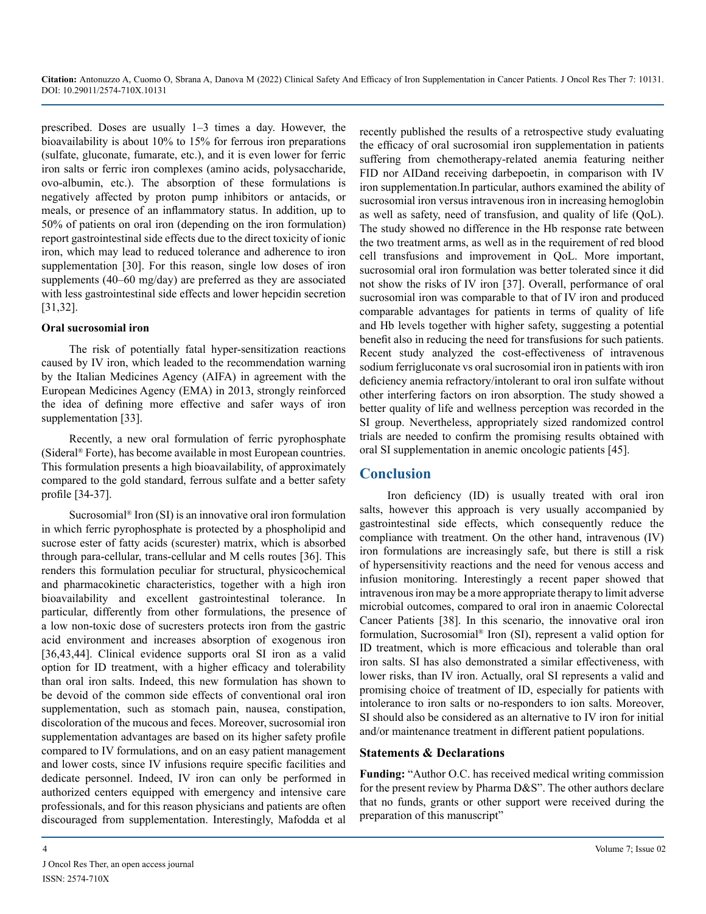prescribed. Doses are usually 1–3 times a day. However, the bioavailability is about 10% to 15% for ferrous iron preparations (sulfate, gluconate, fumarate, etc.), and it is even lower for ferric iron salts or ferric iron complexes (amino acids, polysaccharide, ovo-albumin, etc.). The absorption of these formulations is negatively affected by proton pump inhibitors or antacids, or meals, or presence of an inflammatory status. In addition, up to 50% of patients on oral iron (depending on the iron formulation) report gastrointestinal side effects due to the direct toxicity of ionic iron, which may lead to reduced tolerance and adherence to iron supplementation [30]. For this reason, single low doses of iron supplements (40–60 mg/day) are preferred as they are associated with less gastrointestinal side effects and lower hepcidin secretion [31,32].

### Oral sucrosomial iron

The risk of potentially fatal hyper-sensitization reactions caused by IV iron, which led to the recommendation warning by the Italian Medicines Agency (AIFA) in agreement with the European Medicines Agency (EMA) in 2013, strongly reinforced the idea of defining more effective and safer ways of iron supplementation [33].

Recently, a new oral formulation of ferric pyrophosphate (Sideral® Forte), has become available in most European countries. This formulation presents a high bioavailability, of approximately compared to the gold standard, ferrous sulfate and a better safety profile [34-37].

Sucrosomial® Iron (SI) is an innovative oral iron formulation in which ferric pyrophosphate is protected by a phospholipid and sucrose ester of fatty acids (scurester) matrix, which is absorbed through para-cellular, trans-cellular and M cells routes [36]. This renders this formulation peculiar for structural, physicochemical and pharmacokinetic characteristics, together with a high iron bioavailability and excellent gastrointestinal tolerance. In particular, differently from other formulations, the presence of a low non-toxic dose of sucresters protects iron from the gastric acid environment and increases absorption of exogenous iron [36,43,44]. Clinical evidence supports oral SI iron as a valid option for ID treatment, with a higher efficacy and tolerability than oral iron salts. Indeed, this new formulation has shown to be devoid of the common side effects of conventional oral iron supplementation, such as stomach pain, nausea, constipation, discoloration of the mucous and feces. Moreover, sucrosomial iron supplementation advantages are based on its higher safety profile compared to IV formulations, and on an easy patient management and lower costs, since IV infusions require specific facilities and dedicate personnel. Indeed, IV iron can only be performed in authorized centers equipped with emergency and intensive care professionals, and for this reason physicians and patients are often discouraged from supplementation. Interestingly, Mafodda et al recently published the results of a retrospective study evaluating the efficacy of oral sucrosomial iron supplementation in patients suffering from chemotherapy-related anemia featuring neither FID nor AIDand receiving darbepoetin, in comparison with IV iron supplementation.In particular, authors examined the ability of sucrosomial iron versus intravenous iron in increasing hemoglobin as well as safety, need of transfusion, and quality of life (QoL). The study showed no difference in the Hb response rate between the two treatment arms, as well as in the requirement of red blood cell transfusions and improvement in QoL. More important, sucrosomial oral iron formulation was better tolerated since it did not show the risks of IV iron [37]. Overall, performance of oral sucrosomial iron was comparable to that of IV iron and produced comparable advantages for patients in terms of quality of life and Hb levels together with higher safety, suggesting a potential benefit also in reducing the need for transfusions for such patients. Recent study analyzed the cost-effectiveness of intravenous sodium ferrigluconate vs oral sucrosomial iron in patients with iron deficiency anemia refractory/intolerant to oral iron sulfate without other interfering factors on iron absorption. The study showed a better quality of life and wellness perception was recorded in the SI group. Nevertheless, appropriately sized randomized control trials are needed to confirm the promising results obtained with oral SI supplementation in anemic oncologic patients [45].

## Conclusion

Iron deficiency (ID) is usually treated with oral iron salts, however this approach is very usually accompanied by gastrointestinal side effects, which consequently reduce the compliance with treatment. On the other hand, intravenous (IV) iron formulations are increasingly safe, but there is still a risk of hypersensitivity reactions and the need for venous access and infusion monitoring. Interestingly a recent paper showed that intravenous iron may be a more appropriate therapy to limit adverse microbial outcomes, compared to oral iron in anaemic Colorectal Cancer Patients [38]. In this scenario, the innovative oral iron formulation, Sucrosomial® Iron (SI), represent a valid option for ID treatment, which is more efficacious and tolerable than oral iron salts. SI has also demonstrated a similar effectiveness, with lower risks, than IV iron. Actually, oral SI represents a valid and promising choice of treatment of ID, especially for patients with intolerance to iron salts or no-responders to ion salts. Moreover, SI should also be considered as an alternative to IV iron for initial and/or maintenance treatment in different patient populations.

### Statements & Declarations

**Funding:** "Author O.C. has received medical writing commission for the present review by Pharma D&S". The other authors declare that no funds, grants or other support were received during the preparation of this manuscript"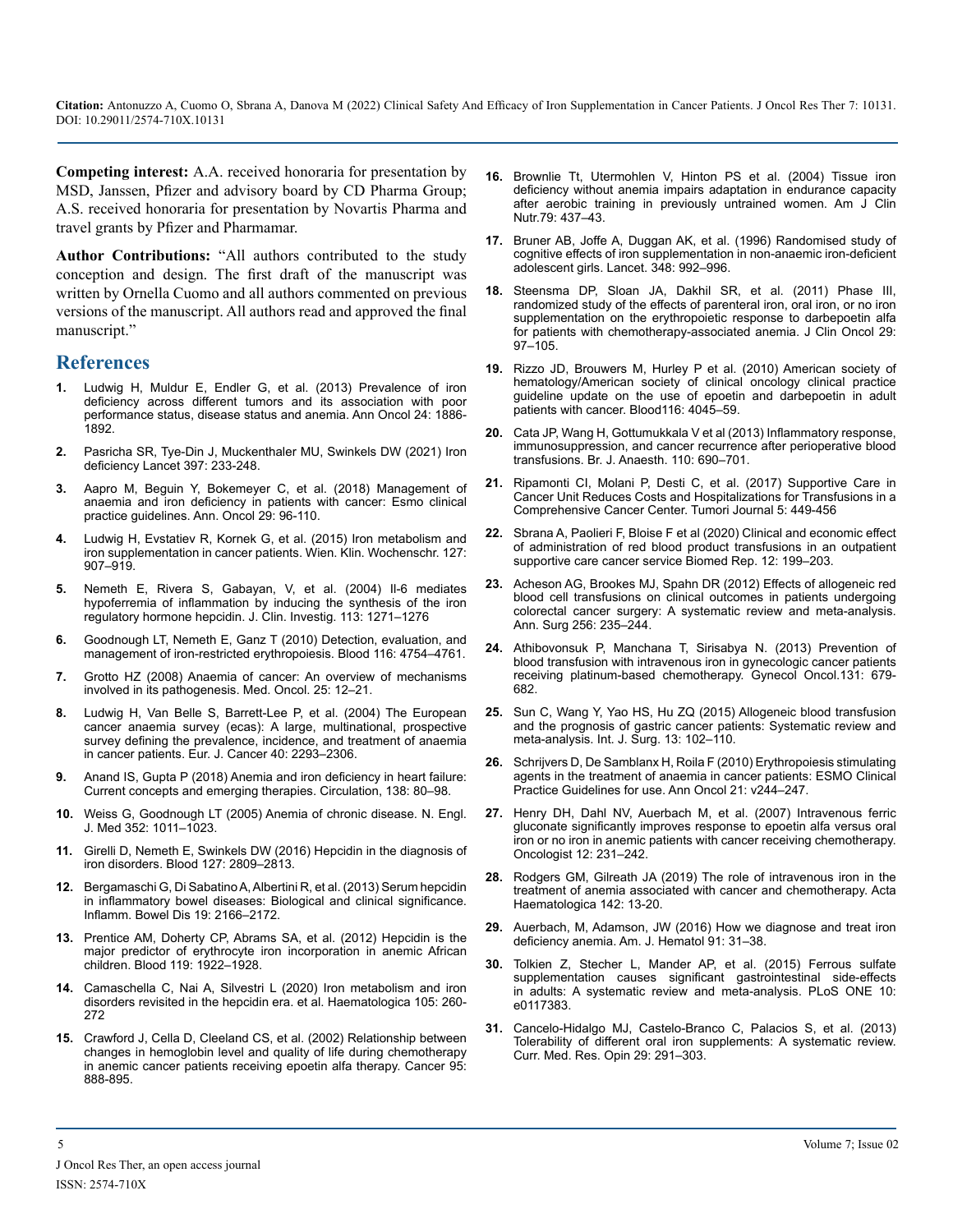**Competing interest:** A.A. received honoraria for presentation by MSD, Janssen, Pfizer and advisory board by CD Pharma Group; A.S. received honoraria for presentation by Novartis Pharma and travel grants by Pfizer and Pharmamar.

**Author Contributions:** "All authors contributed to the study conception and design. The first draft of the manuscript was written by Ornella Cuomo and all authors commented on previous versions of the manuscript. All authors read and approved the final manuscript."

## References

1. Ludwig H, Muldur E, Endler G, et al. (2013) Prevalence of iron deficiency across different tumors and its association with poor performance status, disease status and anemia. Ann Oncol 24: 1886-1892.
2. Pasricha SR, Tye-Din J, Muckenthaler MU, Swinkels DW (2021) Iron deficiency Lancet 397: 233-248.
3. Aapro M, Beguin Y, Bokemeyer C, et al. (2018) Management of anaemia and iron deficiency in patients with cancer: Esmo clinical practice guidelines. Ann. Oncol 29: 96-110.
4. Ludwig H, Evstatiev R, Kornek G, et al. (2015) Iron metabolism and iron supplementation in cancer patients. Wien. Klin. Wochenschr. 127: 907–919.
5. Nemeth E, Rivera S, Gabayan, V, et al. (2004) Il-6 mediates hypoferremia of inflammation by inducing the synthesis of the iron regulatory hormone hepcidin. J. Clin. Investig. 113: 1271–1276
6. Goodnough LT, Nemeth E, Ganz T (2010) Detection, evaluation, and management of iron-restricted erythropoiesis. Blood 116: 4754–4761.
7. Grotto HZ (2008) Anaemia of cancer: An overview of mechanisms involved in its pathogenesis. Med. Oncol. 25: 12–21.
8. Ludwig H, Van Belle S, Barrett-Lee P, et al. (2004) The European cancer anaemia survey (ecas): A large, multinational, prospective survey defining the prevalence, incidence, and treatment of anaemia in cancer patients. Eur. J. Cancer 40: 2293–2306.
9. Anand IS, Gupta P (2018) Anemia and iron deficiency in heart failure: Current concepts and emerging therapies. Circulation, 138: 80–98.
10. Weiss G, Goodnough LT (2005) Anemia of chronic disease. N. Engl. J. Med 352: 1011–1023.
11. Girelli D, Nemeth E, Swinkels DW (2016) Hepcidin in the diagnosis of iron disorders. Blood 127: 2809–2813.
12. Bergamaschi G, Di Sabatino A, Albertini R, et al. (2013) Serum hepcidin in inflammatory bowel diseases: Biological and clinical significance. Inflamm. Bowel Dis 19: 2166–2172.
13. Prentice AM, Doherty CP, Abrams SA, et al. (2012) Hepcidin is the major predictor of erythrocyte iron incorporation in anemic African children. Blood 119: 1922–1928.
14. Camaschella C, Nai A, Silvestri L (2020) Iron metabolism and iron disorders revisited in the hepcidin era. et al. Haematologica 105: 260-272
15. Crawford J, Cella D, Cleeland CS, et al. (2002) Relationship between changes in hemoglobin level and quality of life during chemotherapy in anemic cancer patients receiving epoetin alfa therapy. Cancer 95: 888-895.
16. Brownlie Tt, Utermohlen V, Hinton PS et al. (2004) Tissue iron deficiency without anemia impairs adaptation in endurance capacity after aerobic training in previously untrained women. Am J Clin Nutr.79: 437–43.
17. Bruner AB, Joffe A, Duggan AK, et al. (1996) Randomised study of cognitive effects of iron supplementation in non-anaemic iron-deficient adolescent girls. Lancet. 348: 992–996.
18. Steensma DP, Sloan JA, Dakhil SR, et al. (2011) Phase III, randomized study of the effects of parenteral iron, oral iron, or no iron supplementation on the erythropoietic response to darbepoetin alfa for patients with chemotherapy-associated anemia. J Clin Oncol 29: 97–105.
19. Rizzo JD, Brouwers M, Hurley P et al. (2010) American society of hematology/American society of clinical oncology clinical practice guideline update on the use of epoetin and darbepoetin in adult patients with cancer. Blood116: 4045–59.
20. Cata JP, Wang H, Gottumukkala V et al (2013) Inflammatory response, immunosuppression, and cancer recurrence after perioperative blood transfusions. Br. J. Anaesth. 110: 690–701.
21. Ripamonti CI, Molani P, Desti C, et al. (2017) Supportive Care in Cancer Unit Reduces Costs and Hospitalizations for Transfusions in a Comprehensive Cancer Center. Tumori Journal 5: 449-456
22. Sbrana A, Paolieri F, Bloise F et al (2020) Clinical and economic effect of administration of red blood product transfusions in an outpatient supportive care cancer service Biomed Rep. 12: 199–203.
23. Acheson AG, Brookes MJ, Spahn DR (2012) Effects of allogeneic red blood cell transfusions on clinical outcomes in patients undergoing colorectal cancer surgery: A systematic review and meta-analysis. Ann. Surg 256: 235–244.
24. Athibovonsuk P, Manchana T, Sirisabya N. (2013) Prevention of blood transfusion with intravenous iron in gynecologic cancer patients receiving platinum-based chemotherapy. Gynecol Oncol.131: 679-682.
25. Sun C, Wang Y, Yao HS, Hu ZQ (2015) Allogeneic blood transfusion and the prognosis of gastric cancer patients: Systematic review and meta-analysis. Int. J. Surg. 13: 102–110.
26. Schrijvers D, De Samblanx H, Roila F (2010) Erythropoiesis stimulating agents in the treatment of anaemia in cancer patients: ESMO Clinical Practice Guidelines for use. Ann Oncol 21: v244–247.
27. Henry DH, Dahl NV, Auerbach M, et al. (2007) Intravenous ferric gluconate significantly improves response to epoetin alfa versus oral iron or no iron in anemic patients with cancer receiving chemotherapy. Oncologist 12: 231–242.
28. Rodgers GM, Gilreath JA (2019) The role of intravenous iron in the treatment of anemia associated with cancer and chemotherapy. Acta Haematologica 142: 13-20.
29. Auerbach, M, Adamson, JW (2016) How we diagnose and treat iron deficiency anemia. Am. J. Hematol 91: 31–38.
30. Tolkien Z, Stecher L, Mander AP, et al. (2015) Ferrous sulfate supplementation causes significant gastrointestinal side-effects in adults: A systematic review and meta-analysis. PLoS ONE 10: e0117383.
31. Cancelo-Hidalgo MJ, Castelo-Branco C, Palacios S, et al. (2013) Tolerability of different oral iron supplements: A systematic review. Curr. Med. Res. Opin 29: 291–303.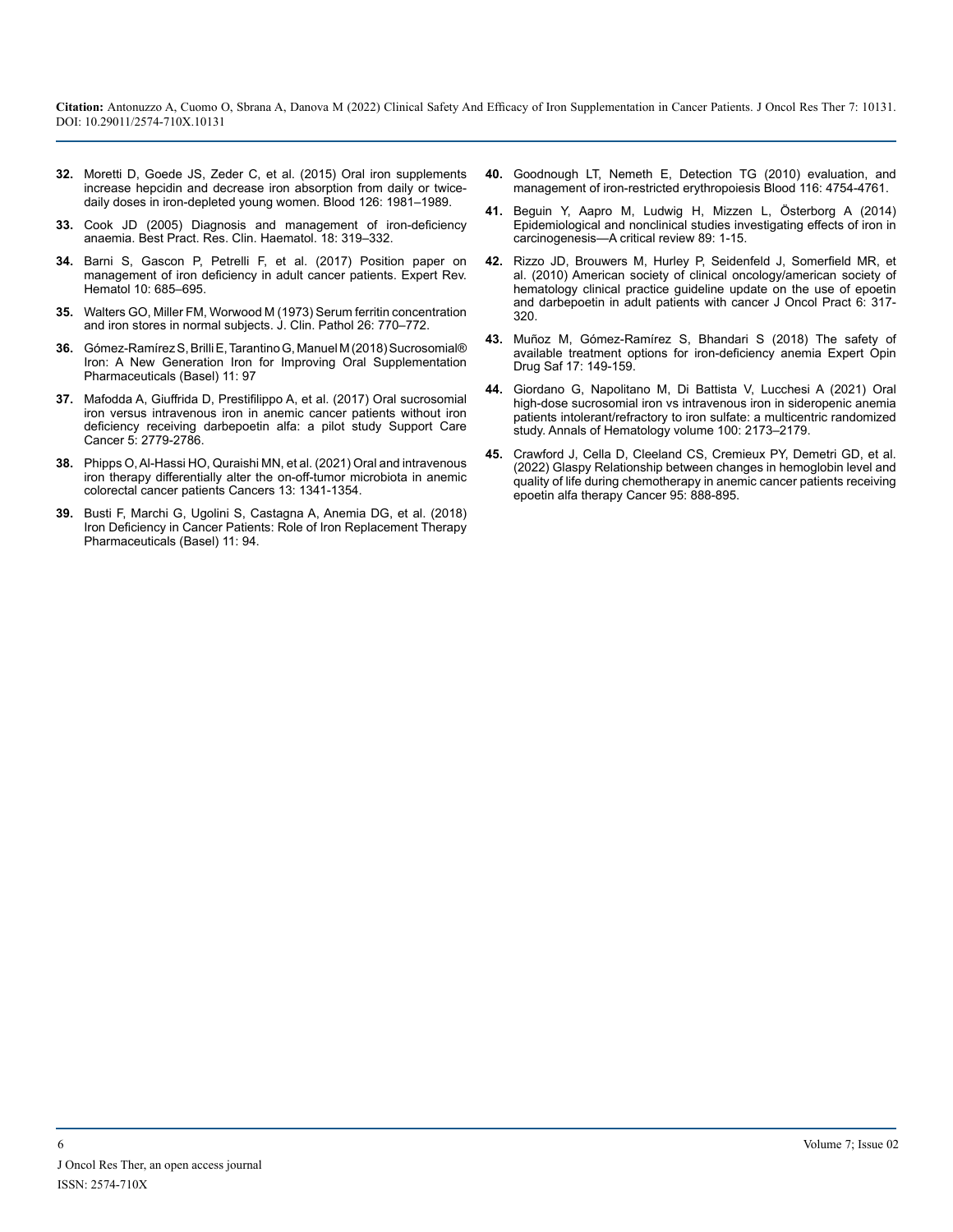32. Moretti D, Goede JS, Zeder C, et al. (2015) Oral iron supplements increase hepcidin and decrease iron absorption from daily or twice-daily doses in iron-depleted young women. Blood 126: 1981–1989.

33. Cook JD (2005) Diagnosis and management of iron-deficiency anaemia. Best Pract. Res. Clin. Haematol. 18: 319–332.

34. Barni S, Gascon P, Petrelli F, et al. (2017) Position paper on management of iron deficiency in adult cancer patients. Expert Rev. Hematol 10: 685–695.

35. Walters GO, Miller FM, Worwood M (1973) Serum ferritin concentration and iron stores in normal subjects. J. Clin. Pathol 26: 770–772.

36. Gómez-Ramírez S, Brilli E, Tarantino G, Manuel M (2018) Sucrosomial® Iron: A New Generation Iron for Improving Oral Supplementation Pharmaceuticals (Basel) 11: 97

37. Mafodda A, Giuffrida D, Prestifilippo A, et al. (2017) Oral sucrosomial iron versus intravenous iron in anemic cancer patients without iron deficiency receiving darbepoetin alfa: a pilot study Support Care Cancer 5: 2779-2786.

38. Phipps O, Al-Hassi HO, Quraishi MN, et al. (2021) Oral and intravenous iron therapy differentially alter the on-off-tumor microbiota in anemic colorectal cancer patients Cancers 13: 1341-1354.

39. Busti F, Marchi G, Ugolini S, Castagna A, Anemia DG, et al. (2018) Iron Deficiency in Cancer Patients: Role of Iron Replacement Therapy Pharmaceuticals (Basel) 11: 94.

40. Goodnough LT, Nemeth E, Detection TG (2010) evaluation, and management of iron-restricted erythropoiesis Blood 116: 4754-4761.

41. Beguin Y, Aapro M, Ludwig H, Mizzen L, Österborg A (2014) Epidemiological and nonclinical studies investigating effects of iron in carcinogenesis—A critical review 89: 1-15.

42. Rizzo JD, Brouwers M, Hurley P, Seidenfeld J, Somerfield MR, et al. (2010) American society of clinical oncology/american society of hematology clinical practice guideline update on the use of epoetin and darbepoetin in adult patients with cancer J Oncol Pract 6: 317-320.

43. Muñoz M, Gómez-Ramírez S, Bhandari S (2018) The safety of available treatment options for iron-deficiency anemia Expert Opin Drug Saf 17: 149-159.

44. Giordano G, Napolitano M, Di Battista V, Lucchesi A (2021) Oral high-dose sucrosomial iron vs intravenous iron in sideropenic anemia patients intolerant/refractory to iron sulfate: a multicentric randomized study. Annals of Hematology volume 100: 2173–2179.

45. Crawford J, Cella D, Cleeland CS, Cremieux PY, Demetri GD, et al. (2022) Glaspy Relationship between changes in hemoglobin level and quality of life during chemotherapy in anemic cancer patients receiving epoetin alfa therapy Cancer 95: 888-895.